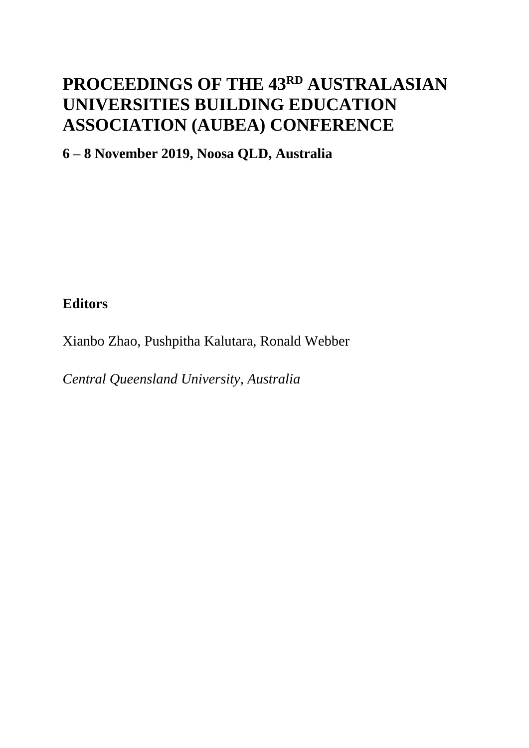# PROCEEDINGS OF THE 43RD AUSTRALASIAN UNIVERSITIES BUILDING EDUCATION ASSOCIATION (AUBEA) CONFERENCE

**6 – 8 November 2019, Noosa QLD, Australia**

**Editors**

Xianbo Zhao, Pushpitha Kalutara, Ronald Webber

*Central Queensland University, Australia*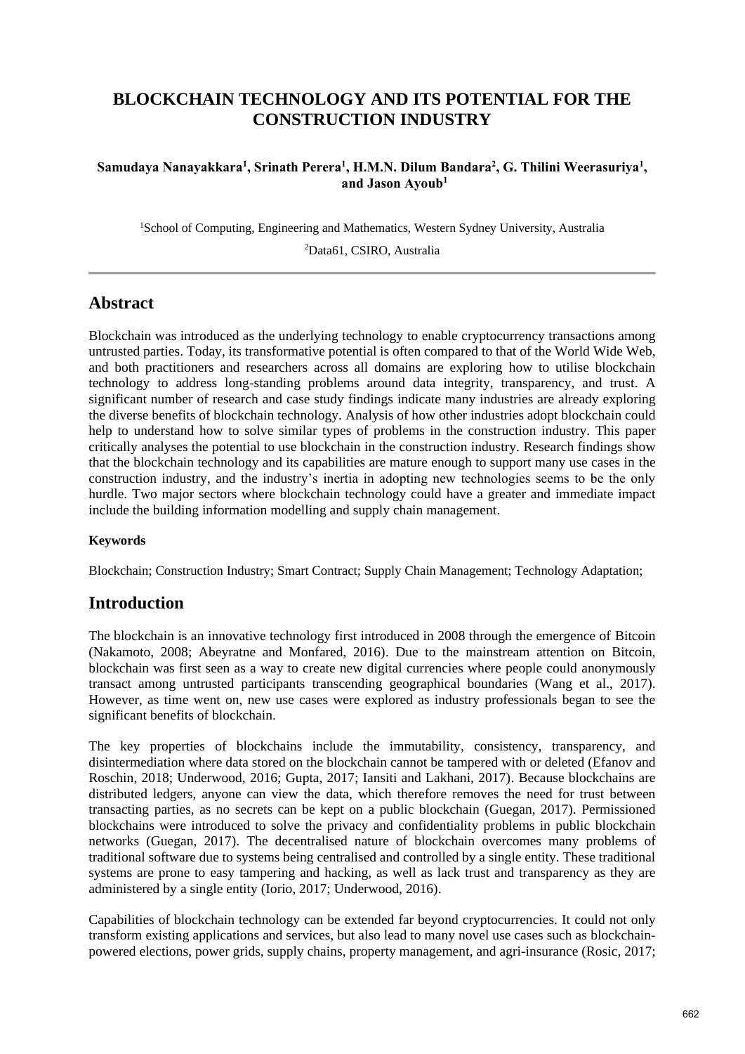# BLOCKCHAIN TECHNOLOGY AND ITS POTENTIAL FOR THE CONSTRUCTION INDUSTRY

**Samudaya Nanayakkara[1], Srinath Perera[1], H.M.N. Dilum Bandara[2], G. Thilini Weerasuriya[1], and Jason Ayoub[1]**

[1]School of Computing, Engineering and Mathematics, Western Sydney University, Australia

[2]Data61, CSIRO, Australia

## Abstract

Blockchain was introduced as the underlying technology to enable cryptocurrency transactions among untrusted parties. Today, its transformative potential is often compared to that of the World Wide Web, and both practitioners and researchers across all domains are exploring how to utilise blockchain technology to address long-standing problems around data integrity, transparency, and trust. A significant number of research and case study findings indicate many industries are already exploring the diverse benefits of blockchain technology. Analysis of how other industries adopt blockchain could help to understand how to solve similar types of problems in the construction industry. This paper critically analyses the potential to use blockchain in the construction industry. Research findings show that the blockchain technology and its capabilities are mature enough to support many use cases in the construction industry, and the industry's inertia in adopting new technologies seems to be the only hurdle. Two major sectors where blockchain technology could have a greater and immediate impact include the building information modelling and supply chain management.

**Keywords**

Blockchain; Construction Industry; Smart Contract; Supply Chain Management; Technology Adaptation;

## Introduction

The blockchain is an innovative technology first introduced in 2008 through the emergence of Bitcoin (Nakamoto, 2008; Abeyratne and Monfared, 2016). Due to the mainstream attention on Bitcoin, blockchain was first seen as a way to create new digital currencies where people could anonymously transact among untrusted participants transcending geographical boundaries (Wang et al., 2017). However, as time went on, new use cases were explored as industry professionals began to see the significant benefits of blockchain.

The key properties of blockchains include the immutability, consistency, transparency, and disintermediation where data stored on the blockchain cannot be tampered with or deleted (Efanov and Roschin, 2018; Underwood, 2016; Gupta, 2017; Iansiti and Lakhani, 2017). Because blockchains are distributed ledgers, anyone can view the data, which therefore removes the need for trust between transacting parties, as no secrets can be kept on a public blockchain (Guegan, 2017). Permissioned blockchains were introduced to solve the privacy and confidentiality problems in public blockchain networks (Guegan, 2017). The decentralised nature of blockchain overcomes many problems of traditional software due to systems being centralised and controlled by a single entity. These traditional systems are prone to easy tampering and hacking, as well as lack trust and transparency as they are administered by a single entity (Iorio, 2017; Underwood, 2016).

Capabilities of blockchain technology can be extended far beyond cryptocurrencies. It could not only transform existing applications and services, but also lead to many novel use cases such as blockchain-powered elections, power grids, supply chains, property management, and agri-insurance (Rosic, 2017;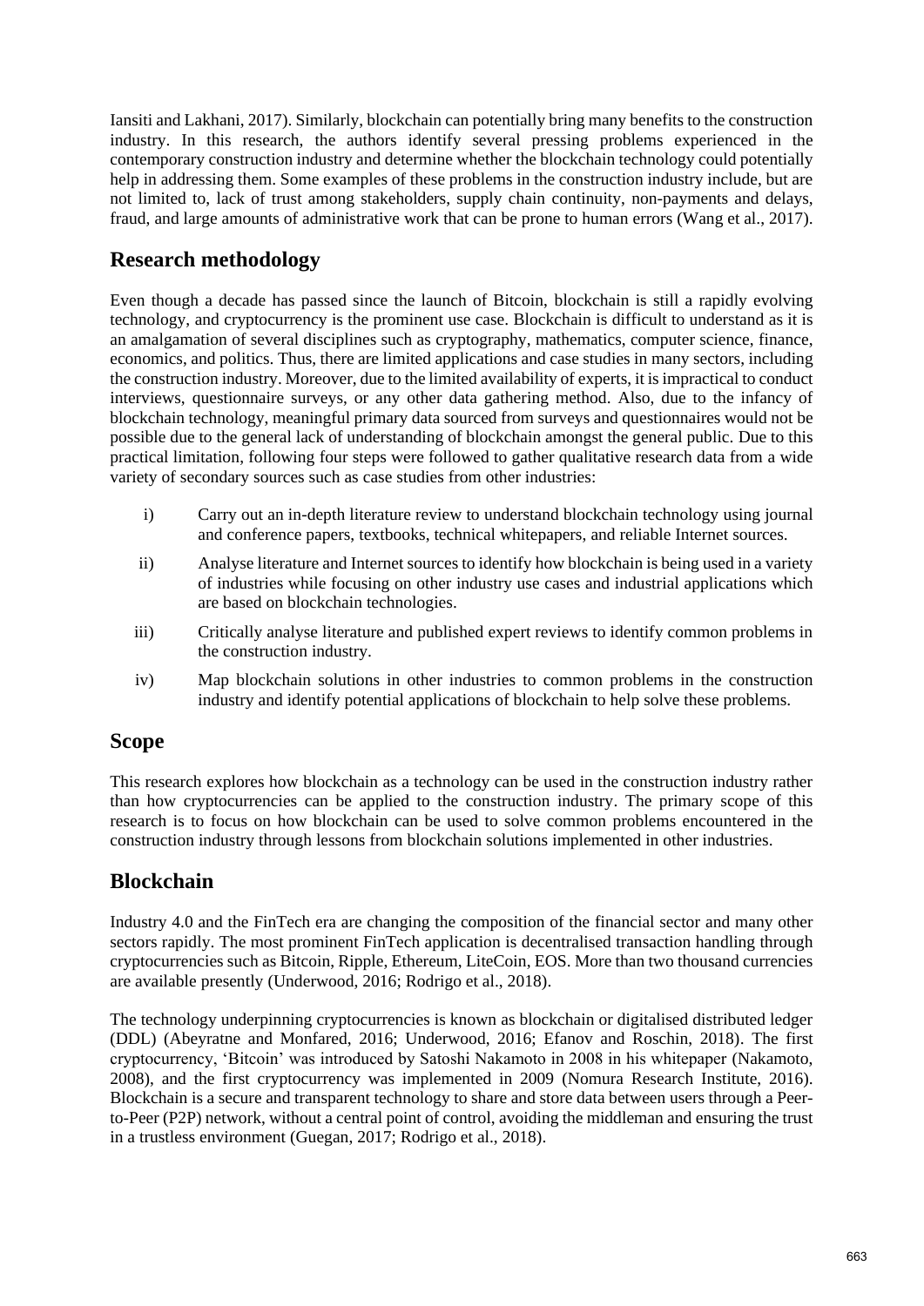Iansiti and Lakhani, 2017). Similarly, blockchain can potentially bring many benefits to the construction industry. In this research, the authors identify several pressing problems experienced in the contemporary construction industry and determine whether the blockchain technology could potentially help in addressing them. Some examples of these problems in the construction industry include, but are not limited to, lack of trust among stakeholders, supply chain continuity, non-payments and delays, fraud, and large amounts of administrative work that can be prone to human errors (Wang et al., 2017).

## Research methodology

Even though a decade has passed since the launch of Bitcoin, blockchain is still a rapidly evolving technology, and cryptocurrency is the prominent use case. Blockchain is difficult to understand as it is an amalgamation of several disciplines such as cryptography, mathematics, computer science, finance, economics, and politics. Thus, there are limited applications and case studies in many sectors, including the construction industry. Moreover, due to the limited availability of experts, it is impractical to conduct interviews, questionnaire surveys, or any other data gathering method. Also, due to the infancy of blockchain technology, meaningful primary data sourced from surveys and questionnaires would not be possible due to the general lack of understanding of blockchain amongst the general public. Due to this practical limitation, following four steps were followed to gather qualitative research data from a wide variety of secondary sources such as case studies from other industries:

i) Carry out an in-depth literature review to understand blockchain technology using journal and conference papers, textbooks, technical whitepapers, and reliable Internet sources.

ii) Analyse literature and Internet sources to identify how blockchain is being used in a variety of industries while focusing on other industry use cases and industrial applications which are based on blockchain technologies.

iii) Critically analyse literature and published expert reviews to identify common problems in the construction industry.

iv) Map blockchain solutions in other industries to common problems in the construction industry and identify potential applications of blockchain to help solve these problems.

## Scope

This research explores how blockchain as a technology can be used in the construction industry rather than how cryptocurrencies can be applied to the construction industry. The primary scope of this research is to focus on how blockchain can be used to solve common problems encountered in the construction industry through lessons from blockchain solutions implemented in other industries.

## Blockchain

Industry 4.0 and the FinTech era are changing the composition of the financial sector and many other sectors rapidly. The most prominent FinTech application is decentralised transaction handling through cryptocurrencies such as Bitcoin, Ripple, Ethereum, LiteCoin, EOS. More than two thousand currencies are available presently (Underwood, 2016; Rodrigo et al., 2018).

The technology underpinning cryptocurrencies is known as blockchain or digitalised distributed ledger (DDL) (Abeyratne and Monfared, 2016; Underwood, 2016; Efanov and Roschin, 2018). The first cryptocurrency, 'Bitcoin' was introduced by Satoshi Nakamoto in 2008 in his whitepaper (Nakamoto, 2008), and the first cryptocurrency was implemented in 2009 (Nomura Research Institute, 2016). Blockchain is a secure and transparent technology to share and store data between users through a Peer-to-Peer (P2P) network, without a central point of control, avoiding the middleman and ensuring the trust in a trustless environment (Guegan, 2017; Rodrigo et al., 2018).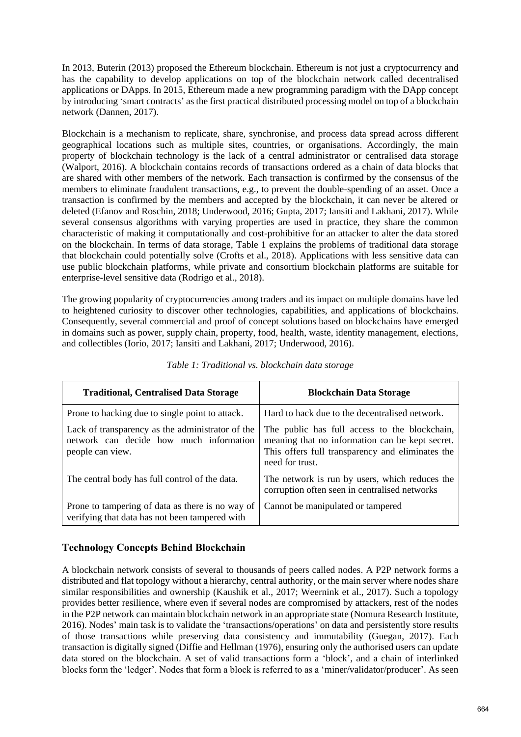In 2013, Buterin (2013) proposed the Ethereum blockchain. Ethereum is not just a cryptocurrency and has the capability to develop applications on top of the blockchain network called decentralised applications or DApps. In 2015, Ethereum made a new programming paradigm with the DApp concept by introducing 'smart contracts' as the first practical distributed processing model on top of a blockchain network (Dannen, 2017).

Blockchain is a mechanism to replicate, share, synchronise, and process data spread across different geographical locations such as multiple sites, countries, or organisations. Accordingly, the main property of blockchain technology is the lack of a central administrator or centralised data storage (Walport, 2016). A blockchain contains records of transactions ordered as a chain of data blocks that are shared with other members of the network. Each transaction is confirmed by the consensus of the members to eliminate fraudulent transactions, e.g., to prevent the double-spending of an asset. Once a transaction is confirmed by the members and accepted by the blockchain, it can never be altered or deleted (Efanov and Roschin, 2018; Underwood, 2016; Gupta, 2017; Iansiti and Lakhani, 2017). While several consensus algorithms with varying properties are used in practice, they share the common characteristic of making it computationally and cost-prohibitive for an attacker to alter the data stored on the blockchain. In terms of data storage, Table 1 explains the problems of traditional data storage that blockchain could potentially solve (Crofts et al., 2018). Applications with less sensitive data can use public blockchain platforms, while private and consortium blockchain platforms are suitable for enterprise-level sensitive data (Rodrigo et al., 2018).

The growing popularity of cryptocurrencies among traders and its impact on multiple domains have led to heightened curiosity to discover other technologies, capabilities, and applications of blockchains. Consequently, several commercial and proof of concept solutions based on blockchains have emerged in domains such as power, supply chain, property, food, health, waste, identity management, elections, and collectibles (Iorio, 2017; Iansiti and Lakhani, 2017; Underwood, 2016).

*Table 1: Traditional vs. blockchain data storage*

| **Traditional, Centralised Data Storage** | **Blockchain Data Storage** |
|---|---|
| Prone to hacking due to single point to attack. | Hard to hack due to the decentralised network. |
| Lack of transparency as the administrator of the network can decide how much information people can view. | The public has full access to the blockchain, meaning that no information can be kept secret. This offers full transparency and eliminates the need for trust. |
| The central body has full control of the data. | The network is run by users, which reduces the corruption often seen in centralised networks |
| Prone to tampering of data as there is no way of verifying that data has not been tampered with | Cannot be manipulated or tampered |

## Technology Concepts Behind Blockchain

A blockchain network consists of several to thousands of peers called nodes. A P2P network forms a distributed and flat topology without a hierarchy, central authority, or the main server where nodes share similar responsibilities and ownership (Kaushik et al., 2017; Weernink et al., 2017). Such a topology provides better resilience, where even if several nodes are compromised by attackers, rest of the nodes in the P2P network can maintain blockchain network in an appropriate state (Nomura Research Institute, 2016). Nodes' main task is to validate the 'transactions/operations' on data and persistently store results of those transactions while preserving data consistency and immutability (Guegan, 2017). Each transaction is digitally signed (Diffie and Hellman (1976), ensuring only the authorised users can update data stored on the blockchain. A set of valid transactions form a 'block', and a chain of interlinked blocks form the 'ledger'. Nodes that form a block is referred to as a 'miner/validator/producer'. As seen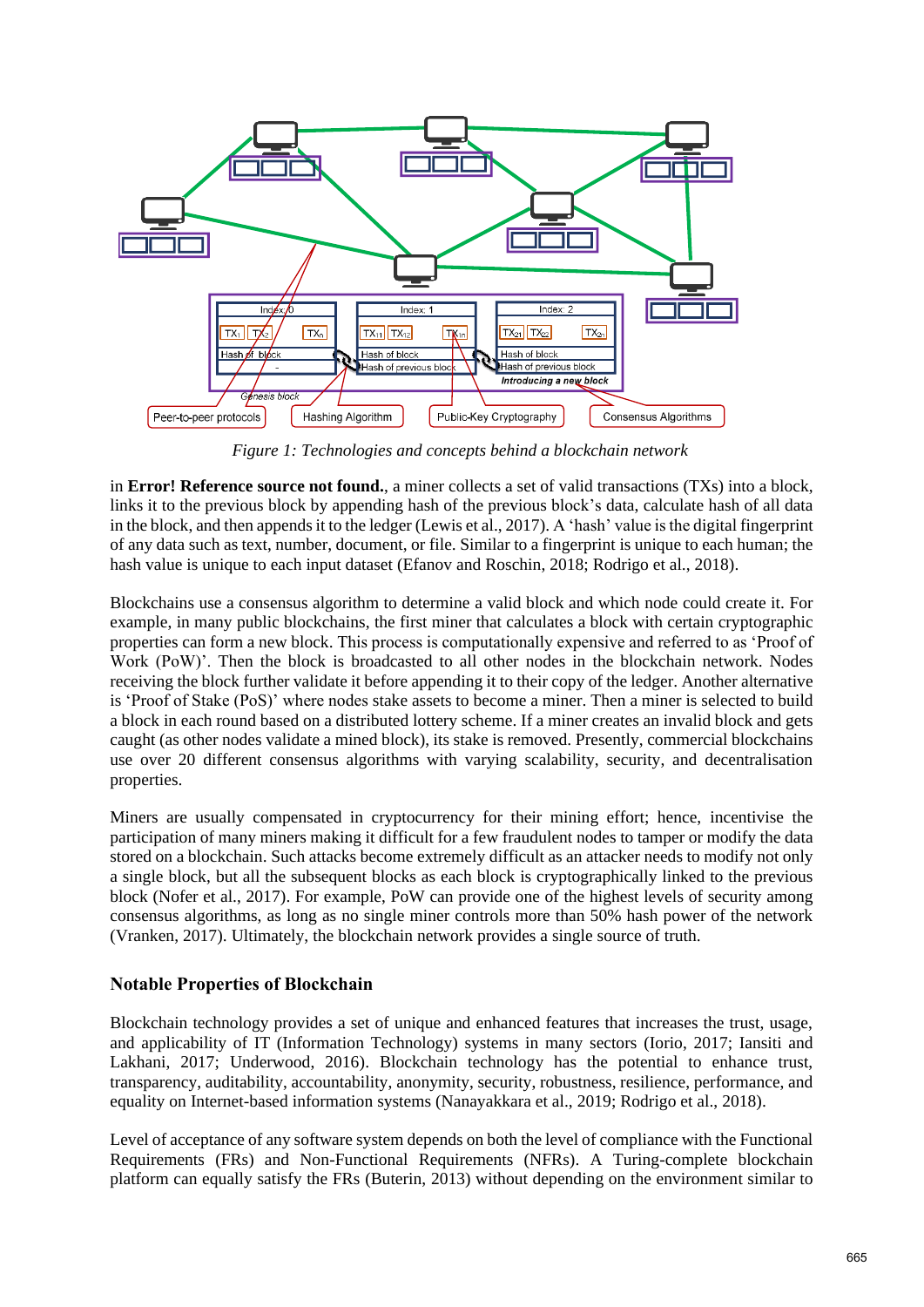*Figure 1: Technologies and concepts behind a blockchain network*

in **Error! Reference source not found.**, a miner collects a set of valid transactions (TXs) into a block, links it to the previous block by appending hash of the previous block's data, calculate hash of all data in the block, and then appends it to the ledger (Lewis et al., 2017). A 'hash' value is the digital fingerprint of any data such as text, number, document, or file. Similar to a fingerprint is unique to each human; the hash value is unique to each input dataset (Efanov and Roschin, 2018; Rodrigo et al., 2018).

Blockchains use a consensus algorithm to determine a valid block and which node could create it. For example, in many public blockchains, the first miner that calculates a block with certain cryptographic properties can form a new block. This process is computationally expensive and referred to as 'Proof of Work (PoW)'. Then the block is broadcasted to all other nodes in the blockchain network. Nodes receiving the block further validate it before appending it to their copy of the ledger. Another alternative is 'Proof of Stake (PoS)' where nodes stake assets to become a miner. Then a miner is selected to build a block in each round based on a distributed lottery scheme. If a miner creates an invalid block and gets caught (as other nodes validate a mined block), its stake is removed. Presently, commercial blockchains use over 20 different consensus algorithms with varying scalability, security, and decentralisation properties.

Miners are usually compensated in cryptocurrency for their mining effort; hence, incentivise the participation of many miners making it difficult for a few fraudulent nodes to tamper or modify the data stored on a blockchain. Such attacks become extremely difficult as an attacker needs to modify not only a single block, but all the subsequent blocks as each block is cryptographically linked to the previous block (Nofer et al., 2017). For example, PoW can provide one of the highest levels of security among consensus algorithms, as long as no single miner controls more than 50% hash power of the network (Vranken, 2017). Ultimately, the blockchain network provides a single source of truth.

## Notable Properties of Blockchain

Blockchain technology provides a set of unique and enhanced features that increases the trust, usage, and applicability of IT (Information Technology) systems in many sectors (Iorio, 2017; Iansiti and Lakhani, 2017; Underwood, 2016). Blockchain technology has the potential to enhance trust, transparency, auditability, accountability, anonymity, security, robustness, resilience, performance, and equality on Internet-based information systems (Nanayakkara et al., 2019; Rodrigo et al., 2018).

Level of acceptance of any software system depends on both the level of compliance with the Functional Requirements (FRs) and Non-Functional Requirements (NFRs). A Turing-complete blockchain platform can equally satisfy the FRs (Buterin, 2013) without depending on the environment similar to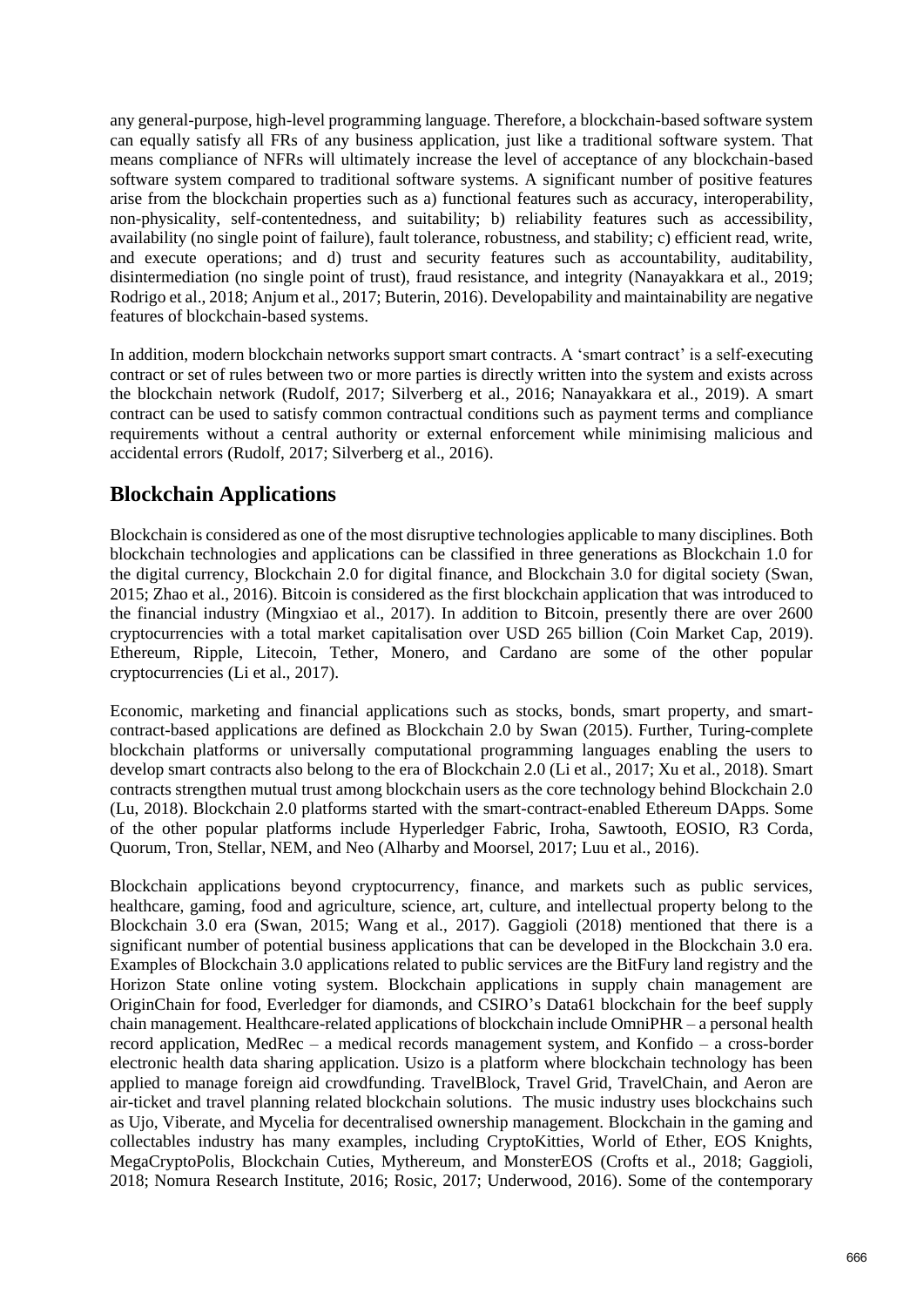any general-purpose, high-level programming language. Therefore, a blockchain-based software system can equally satisfy all FRs of any business application, just like a traditional software system. That means compliance of NFRs will ultimately increase the level of acceptance of any blockchain-based software system compared to traditional software systems. A significant number of positive features arise from the blockchain properties such as a) functional features such as accuracy, interoperability, non-physicality, self-contentedness, and suitability; b) reliability features such as accessibility, availability (no single point of failure), fault tolerance, robustness, and stability; c) efficient read, write, and execute operations; and d) trust and security features such as accountability, auditability, disintermediation (no single point of trust), fraud resistance, and integrity (Nanayakkara et al., 2019; Rodrigo et al., 2018; Anjum et al., 2017; Buterin, 2016). Developability and maintainability are negative features of blockchain-based systems.

In addition, modern blockchain networks support smart contracts. A 'smart contract' is a self-executing contract or set of rules between two or more parties is directly written into the system and exists across the blockchain network (Rudolf, 2017; Silverberg et al., 2016; Nanayakkara et al., 2019). A smart contract can be used to satisfy common contractual conditions such as payment terms and compliance requirements without a central authority or external enforcement while minimising malicious and accidental errors (Rudolf, 2017; Silverberg et al., 2016).

## Blockchain Applications

Blockchain is considered as one of the most disruptive technologies applicable to many disciplines. Both blockchain technologies and applications can be classified in three generations as Blockchain 1.0 for the digital currency, Blockchain 2.0 for digital finance, and Blockchain 3.0 for digital society (Swan, 2015; Zhao et al., 2016). Bitcoin is considered as the first blockchain application that was introduced to the financial industry (Mingxiao et al., 2017). In addition to Bitcoin, presently there are over 2600 cryptocurrencies with a total market capitalisation over USD 265 billion (Coin Market Cap, 2019). Ethereum, Ripple, Litecoin, Tether, Monero, and Cardano are some of the other popular cryptocurrencies (Li et al., 2017).

Economic, marketing and financial applications such as stocks, bonds, smart property, and smart-contract-based applications are defined as Blockchain 2.0 by Swan (2015). Further, Turing-complete blockchain platforms or universally computational programming languages enabling the users to develop smart contracts also belong to the era of Blockchain 2.0 (Li et al., 2017; Xu et al., 2018). Smart contracts strengthen mutual trust among blockchain users as the core technology behind Blockchain 2.0 (Lu, 2018). Blockchain 2.0 platforms started with the smart-contract-enabled Ethereum DApps. Some of the other popular platforms include Hyperledger Fabric, Iroha, Sawtooth, EOSIO, R3 Corda, Quorum, Tron, Stellar, NEM, and Neo (Alharby and Moorsel, 2017; Luu et al., 2016).

Blockchain applications beyond cryptocurrency, finance, and markets such as public services, healthcare, gaming, food and agriculture, science, art, culture, and intellectual property belong to the Blockchain 3.0 era (Swan, 2015; Wang et al., 2017). Gaggioli (2018) mentioned that there is a significant number of potential business applications that can be developed in the Blockchain 3.0 era. Examples of Blockchain 3.0 applications related to public services are the BitFury land registry and the Horizon State online voting system. Blockchain applications in supply chain management are OriginChain for food, Everledger for diamonds, and CSIRO's Data61 blockchain for the beef supply chain management. Healthcare-related applications of blockchain include OmniPHR – a personal health record application, MedRec – a medical records management system, and Konfido – a cross-border electronic health data sharing application. Usizo is a platform where blockchain technology has been applied to manage foreign aid crowdfunding. TravelBlock, Travel Grid, TravelChain, and Aeron are air-ticket and travel planning related blockchain solutions. The music industry uses blockchains such as Ujo, Viberate, and Mycelia for decentralised ownership management. Blockchain in the gaming and collectables industry has many examples, including CryptoKitties, World of Ether, EOS Knights, MegaCryptoPolis, Blockchain Cuties, Mythereum, and MonsterEOS (Crofts et al., 2018; Gaggioli, 2018; Nomura Research Institute, 2016; Rosic, 2017; Underwood, 2016). Some of the contemporary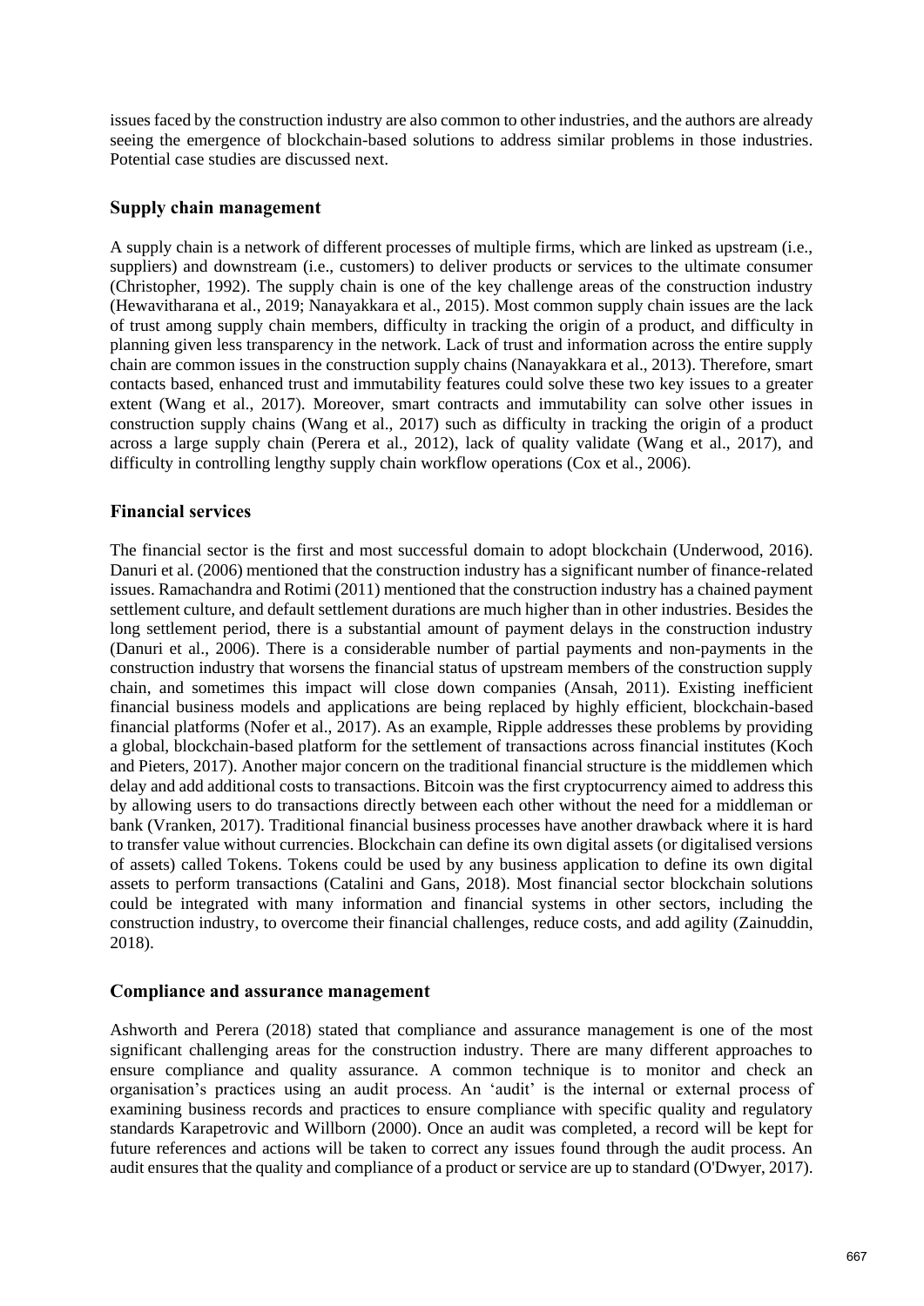issues faced by the construction industry are also common to other industries, and the authors are already seeing the emergence of blockchain-based solutions to address similar problems in those industries. Potential case studies are discussed next.

## Supply chain management

A supply chain is a network of different processes of multiple firms, which are linked as upstream (i.e., suppliers) and downstream (i.e., customers) to deliver products or services to the ultimate consumer (Christopher, 1992). The supply chain is one of the key challenge areas of the construction industry (Hewavitharana et al., 2019; Nanayakkara et al., 2015). Most common supply chain issues are the lack of trust among supply chain members, difficulty in tracking the origin of a product, and difficulty in planning given less transparency in the network. Lack of trust and information across the entire supply chain are common issues in the construction supply chains (Nanayakkara et al., 2013). Therefore, smart contacts based, enhanced trust and immutability features could solve these two key issues to a greater extent (Wang et al., 2017). Moreover, smart contracts and immutability can solve other issues in construction supply chains (Wang et al., 2017) such as difficulty in tracking the origin of a product across a large supply chain (Perera et al., 2012), lack of quality validate (Wang et al., 2017), and difficulty in controlling lengthy supply chain workflow operations (Cox et al., 2006).

## Financial services

The financial sector is the first and most successful domain to adopt blockchain (Underwood, 2016). Danuri et al. (2006) mentioned that the construction industry has a significant number of finance-related issues. Ramachandra and Rotimi (2011) mentioned that the construction industry has a chained payment settlement culture, and default settlement durations are much higher than in other industries. Besides the long settlement period, there is a substantial amount of payment delays in the construction industry (Danuri et al., 2006). There is a considerable number of partial payments and non-payments in the construction industry that worsens the financial status of upstream members of the construction supply chain, and sometimes this impact will close down companies (Ansah, 2011). Existing inefficient financial business models and applications are being replaced by highly efficient, blockchain-based financial platforms (Nofer et al., 2017). As an example, Ripple addresses these problems by providing a global, blockchain-based platform for the settlement of transactions across financial institutes (Koch and Pieters, 2017). Another major concern on the traditional financial structure is the middlemen which delay and add additional costs to transactions. Bitcoin was the first cryptocurrency aimed to address this by allowing users to do transactions directly between each other without the need for a middleman or bank (Vranken, 2017). Traditional financial business processes have another drawback where it is hard to transfer value without currencies. Blockchain can define its own digital assets (or digitalised versions of assets) called Tokens. Tokens could be used by any business application to define its own digital assets to perform transactions (Catalini and Gans, 2018). Most financial sector blockchain solutions could be integrated with many information and financial systems in other sectors, including the construction industry, to overcome their financial challenges, reduce costs, and add agility (Zainuddin, 2018).

## Compliance and assurance management

Ashworth and Perera (2018) stated that compliance and assurance management is one of the most significant challenging areas for the construction industry. There are many different approaches to ensure compliance and quality assurance. A common technique is to monitor and check an organisation's practices using an audit process. An 'audit' is the internal or external process of examining business records and practices to ensure compliance with specific quality and regulatory standards Karapetrovic and Willborn (2000). Once an audit was completed, a record will be kept for future references and actions will be taken to correct any issues found through the audit process. An audit ensures that the quality and compliance of a product or service are up to standard (O'Dwyer, 2017).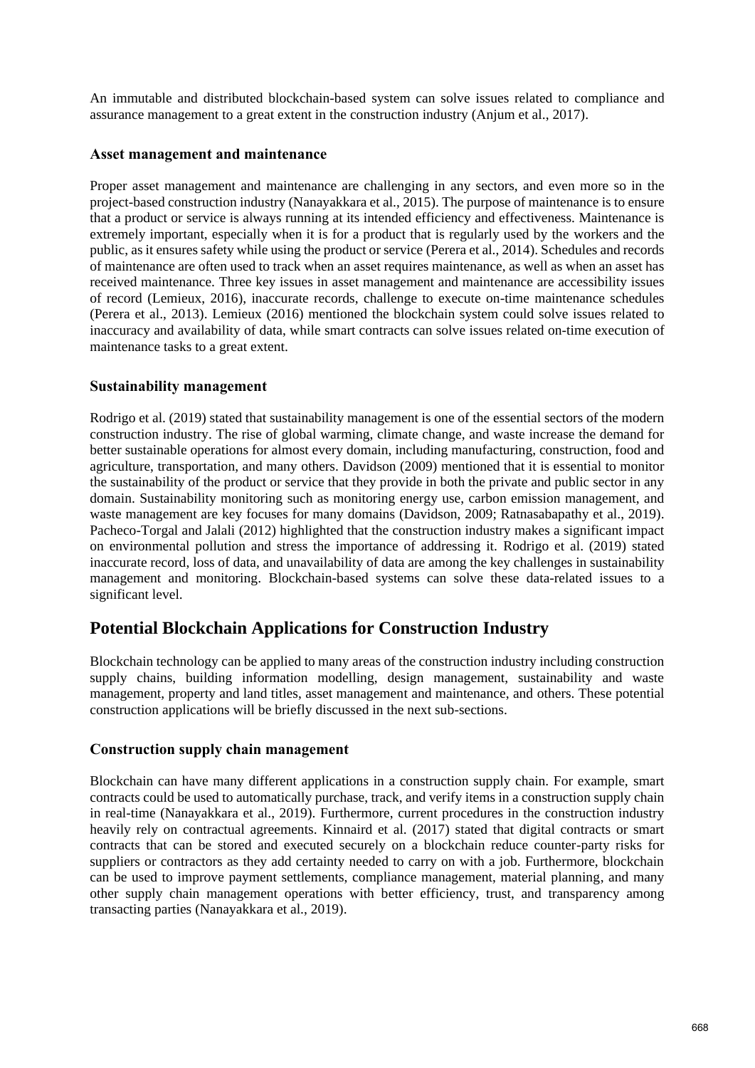An immutable and distributed blockchain-based system can solve issues related to compliance and assurance management to a great extent in the construction industry (Anjum et al., 2017).

### Asset management and maintenance

Proper asset management and maintenance are challenging in any sectors, and even more so in the project-based construction industry (Nanayakkara et al., 2015). The purpose of maintenance is to ensure that a product or service is always running at its intended efficiency and effectiveness. Maintenance is extremely important, especially when it is for a product that is regularly used by the workers and the public, as it ensures safety while using the product or service (Perera et al., 2014). Schedules and records of maintenance are often used to track when an asset requires maintenance, as well as when an asset has received maintenance. Three key issues in asset management and maintenance are accessibility issues of record (Lemieux, 2016), inaccurate records, challenge to execute on-time maintenance schedules (Perera et al., 2013). Lemieux (2016) mentioned the blockchain system could solve issues related to inaccuracy and availability of data, while smart contracts can solve issues related on-time execution of maintenance tasks to a great extent.

### Sustainability management

Rodrigo et al. (2019) stated that sustainability management is one of the essential sectors of the modern construction industry. The rise of global warming, climate change, and waste increase the demand for better sustainable operations for almost every domain, including manufacturing, construction, food and agriculture, transportation, and many others. Davidson (2009) mentioned that it is essential to monitor the sustainability of the product or service that they provide in both the private and public sector in any domain. Sustainability monitoring such as monitoring energy use, carbon emission management, and waste management are key focuses for many domains (Davidson, 2009; Ratnasabapathy et al., 2019). Pacheco-Torgal and Jalali (2012) highlighted that the construction industry makes a significant impact on environmental pollution and stress the importance of addressing it. Rodrigo et al. (2019) stated inaccurate record, loss of data, and unavailability of data are among the key challenges in sustainability management and monitoring. Blockchain-based systems can solve these data-related issues to a significant level.

## Potential Blockchain Applications for Construction Industry

Blockchain technology can be applied to many areas of the construction industry including construction supply chains, building information modelling, design management, sustainability and waste management, property and land titles, asset management and maintenance, and others. These potential construction applications will be briefly discussed in the next sub-sections.

### Construction supply chain management

Blockchain can have many different applications in a construction supply chain. For example, smart contracts could be used to automatically purchase, track, and verify items in a construction supply chain in real-time (Nanayakkara et al., 2019). Furthermore, current procedures in the construction industry heavily rely on contractual agreements. Kinnaird et al. (2017) stated that digital contracts or smart contracts that can be stored and executed securely on a blockchain reduce counter-party risks for suppliers or contractors as they add certainty needed to carry on with a job. Furthermore, blockchain can be used to improve payment settlements, compliance management, material planning, and many other supply chain management operations with better efficiency, trust, and transparency among transacting parties (Nanayakkara et al., 2019).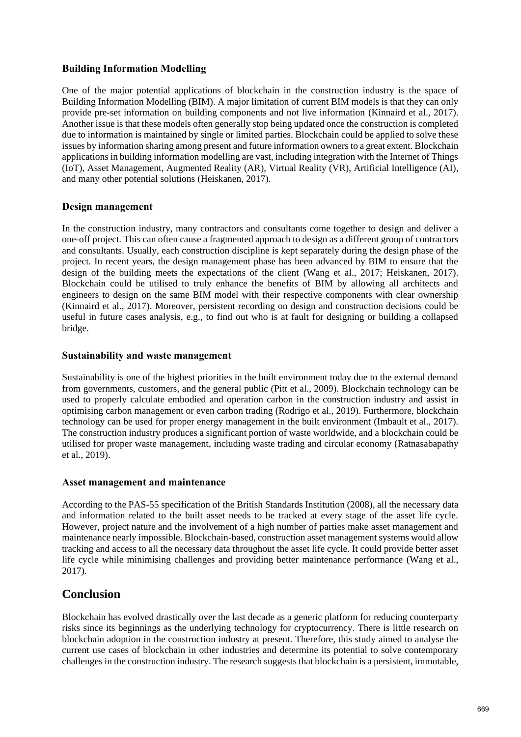### Building Information Modelling

One of the major potential applications of blockchain in the construction industry is the space of Building Information Modelling (BIM). A major limitation of current BIM models is that they can only provide pre-set information on building components and not live information (Kinnaird et al., 2017). Another issue is that these models often generally stop being updated once the construction is completed due to information is maintained by single or limited parties. Blockchain could be applied to solve these issues by information sharing among present and future information owners to a great extent. Blockchain applications in building information modelling are vast, including integration with the Internet of Things (IoT), Asset Management, Augmented Reality (AR), Virtual Reality (VR), Artificial Intelligence (AI), and many other potential solutions (Heiskanen, 2017).

### Design management

In the construction industry, many contractors and consultants come together to design and deliver a one-off project. This can often cause a fragmented approach to design as a different group of contractors and consultants. Usually, each construction discipline is kept separately during the design phase of the project. In recent years, the design management phase has been advanced by BIM to ensure that the design of the building meets the expectations of the client (Wang et al., 2017; Heiskanen, 2017). Blockchain could be utilised to truly enhance the benefits of BIM by allowing all architects and engineers to design on the same BIM model with their respective components with clear ownership (Kinnaird et al., 2017). Moreover, persistent recording on design and construction decisions could be useful in future cases analysis, e.g., to find out who is at fault for designing or building a collapsed bridge.

### Sustainability and waste management

Sustainability is one of the highest priorities in the built environment today due to the external demand from governments, customers, and the general public (Pitt et al., 2009). Blockchain technology can be used to properly calculate embodied and operation carbon in the construction industry and assist in optimising carbon management or even carbon trading (Rodrigo et al., 2019). Furthermore, blockchain technology can be used for proper energy management in the built environment (Imbault et al., 2017). The construction industry produces a significant portion of waste worldwide, and a blockchain could be utilised for proper waste management, including waste trading and circular economy (Ratnasabapathy et al., 2019).

### Asset management and maintenance

According to the PAS-55 specification of the British Standards Institution (2008), all the necessary data and information related to the built asset needs to be tracked at every stage of the asset life cycle. However, project nature and the involvement of a high number of parties make asset management and maintenance nearly impossible. Blockchain-based, construction asset management systems would allow tracking and access to all the necessary data throughout the asset life cycle. It could provide better asset life cycle while minimising challenges and providing better maintenance performance (Wang et al., 2017).

## Conclusion

Blockchain has evolved drastically over the last decade as a generic platform for reducing counterparty risks since its beginnings as the underlying technology for cryptocurrency. There is little research on blockchain adoption in the construction industry at present. Therefore, this study aimed to analyse the current use cases of blockchain in other industries and determine its potential to solve contemporary challenges in the construction industry. The research suggests that blockchain is a persistent, immutable,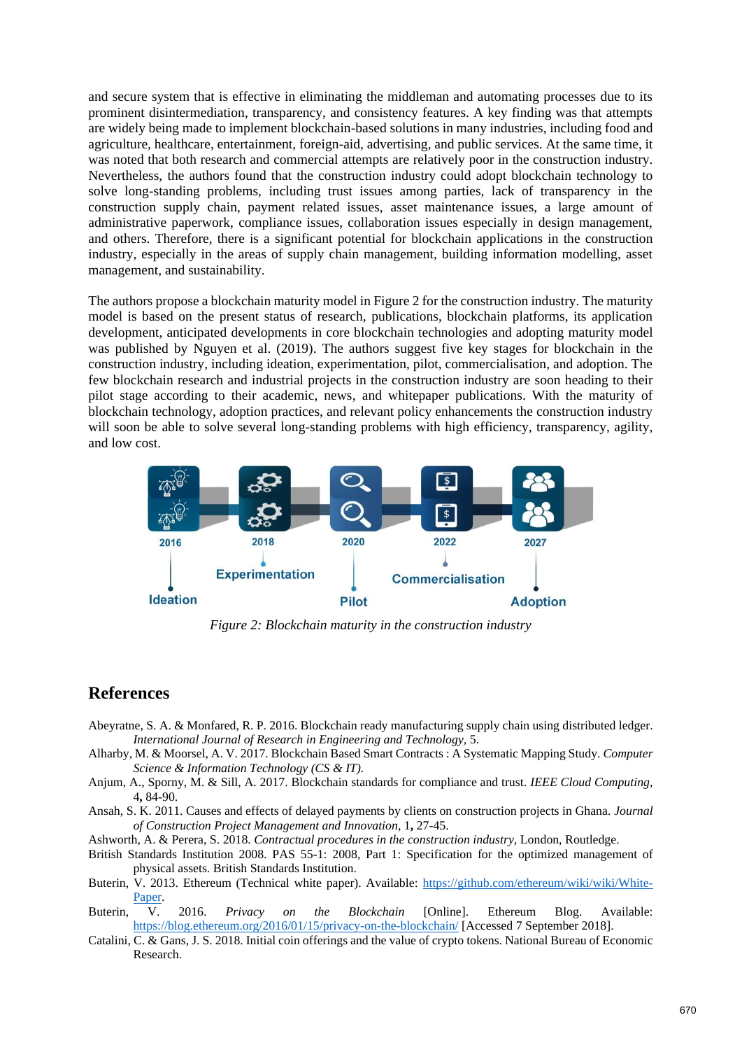and secure system that is effective in eliminating the middleman and automating processes due to its prominent disintermediation, transparency, and consistency features. A key finding was that attempts are widely being made to implement blockchain-based solutions in many industries, including food and agriculture, healthcare, entertainment, foreign-aid, advertising, and public services. At the same time, it was noted that both research and commercial attempts are relatively poor in the construction industry. Nevertheless, the authors found that the construction industry could adopt blockchain technology to solve long-standing problems, including trust issues among parties, lack of transparency in the construction supply chain, payment related issues, asset maintenance issues, a large amount of administrative paperwork, compliance issues, collaboration issues especially in design management, and others. Therefore, there is a significant potential for blockchain applications in the construction industry, especially in the areas of supply chain management, building information modelling, asset management, and sustainability.

The authors propose a blockchain maturity model in Figure 2 for the construction industry. The maturity model is based on the present status of research, publications, blockchain platforms, its application development, anticipated developments in core blockchain technologies and adopting maturity model was published by Nguyen et al. (2019). The authors suggest five key stages for blockchain in the construction industry, including ideation, experimentation, pilot, commercialisation, and adoption. The few blockchain research and industrial projects in the construction industry are soon heading to their pilot stage according to their academic, news, and whitepaper publications. With the maturity of blockchain technology, adoption practices, and relevant policy enhancements the construction industry will soon be able to solve several long-standing problems with high efficiency, transparency, agility, and low cost.

2016 Ideation — 2018 Experimentation — 2020 Pilot — 2022 Commercialisation — 2027 Adoption

*Figure 2: Blockchain maturity in the construction industry*

## References

Abeyratne, S. A. & Monfared, R. P. 2016. Blockchain ready manufacturing supply chain using distributed ledger. *International Journal of Research in Engineering and Technology,* 5.

Alharby, M. & Moorsel, A. V. 2017. Blockchain Based Smart Contracts : A Systematic Mapping Study. *Computer Science & Information Technology (CS & IT).*

Anjum, A., Sporny, M. & Sill, A. 2017. Blockchain standards for compliance and trust. *IEEE Cloud Computing,* 4**,** 84-90.

Ansah, S. K. 2011. Causes and effects of delayed payments by clients on construction projects in Ghana. *Journal of Construction Project Management and Innovation,* 1**,** 27-45.

Ashworth, A. & Perera, S. 2018. *Contractual procedures in the construction industry,* London, Routledge.

British Standards Institution 2008. PAS 55-1: 2008, Part 1: Specification for the optimized management of physical assets. British Standards Institution.

Buterin, V. 2013. Ethereum (Technical white paper). Available: https://github.com/ethereum/wiki/wiki/White-Paper.

Buterin, V. 2016. *Privacy on the Blockchain* [Online]. Ethereum Blog. Available: https://blog.ethereum.org/2016/01/15/privacy-on-the-blockchain/ [Accessed 7 September 2018].

Catalini, C. & Gans, J. S. 2018. Initial coin offerings and the value of crypto tokens. National Bureau of Economic Research.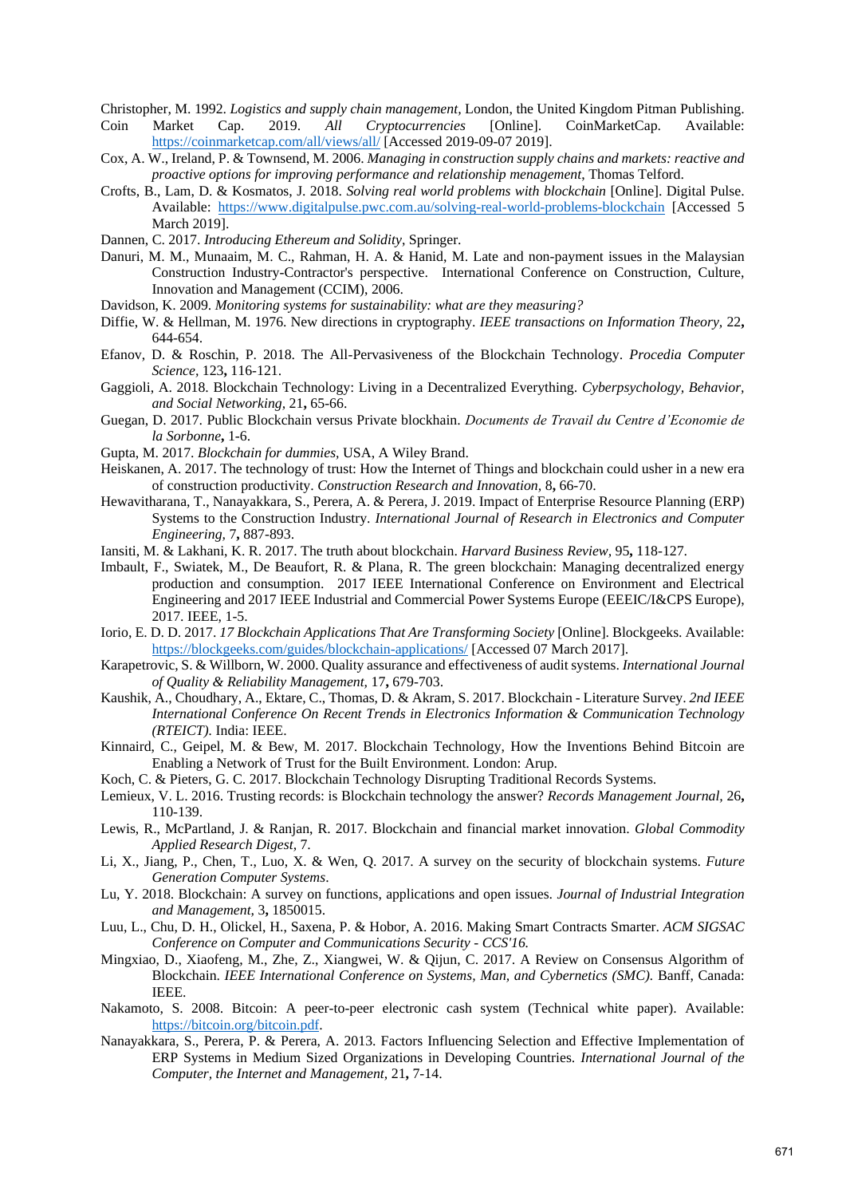Christopher, M. 1992. *Logistics and supply chain management,* London, the United Kingdom Pitman Publishing.

Coin Market Cap. 2019. *All Cryptocurrencies* [Online]. CoinMarketCap. Available: https://coinmarketcap.com/all/views/all/ [Accessed 2019-09-07 2019].

Cox, A. W., Ireland, P. & Townsend, M. 2006. *Managing in construction supply chains and markets: reactive and proactive options for improving performance and relationship menagement*, Thomas Telford.

Crofts, B., Lam, D. & Kosmatos, J. 2018. *Solving real world problems with blockchain* [Online]. Digital Pulse. Available: https://www.digitalpulse.pwc.com.au/solving-real-world-problems-blockchain [Accessed 5 March 2019].

Dannen, C. 2017. *Introducing Ethereum and Solidity*, Springer.

Danuri, M. M., Munaaim, M. C., Rahman, H. A. & Hanid, M. Late and non-payment issues in the Malaysian Construction Industry-Contractor's perspective. International Conference on Construction, Culture, Innovation and Management (CCIM), 2006.

Davidson, K. 2009. *Monitoring systems for sustainability: what are they measuring?*

Diffie, W. & Hellman, M. 1976. New directions in cryptography. *IEEE transactions on Information Theory,* 22**,** 644-654.

Efanov, D. & Roschin, P. 2018. The All-Pervasiveness of the Blockchain Technology. *Procedia Computer Science,* 123**,** 116-121.

Gaggioli, A. 2018. Blockchain Technology: Living in a Decentralized Everything. *Cyberpsychology, Behavior, and Social Networking,* 21**,** 65-66.

Guegan, D. 2017. Public Blockchain versus Private blockhain. *Documents de Travail du Centre d'Economie de la Sorbonne***,** 1-6.

Gupta, M. 2017. *Blockchain for dummies,* USA, A Wiley Brand.

Heiskanen, A. 2017. The technology of trust: How the Internet of Things and blockchain could usher in a new era of construction productivity. *Construction Research and Innovation,* 8**,** 66-70.

Hewavitharana, T., Nanayakkara, S., Perera, A. & Perera, J. 2019. Impact of Enterprise Resource Planning (ERP) Systems to the Construction Industry. *International Journal of Research in Electronics and Computer Engineering,* 7**,** 887-893.

Iansiti, M. & Lakhani, K. R. 2017. The truth about blockchain. *Harvard Business Review,* 95**,** 118-127.

Imbault, F., Swiatek, M., De Beaufort, R. & Plana, R. The green blockchain: Managing decentralized energy production and consumption. 2017 IEEE International Conference on Environment and Electrical Engineering and 2017 IEEE Industrial and Commercial Power Systems Europe (EEEIC/I&CPS Europe), 2017. IEEE, 1-5.

Iorio, E. D. D. 2017. *17 Blockchain Applications That Are Transforming Society* [Online]. Blockgeeks. Available: https://blockgeeks.com/guides/blockchain-applications/ [Accessed 07 March 2017].

Karapetrovic, S. & Willborn, W. 2000. Quality assurance and effectiveness of audit systems. *International Journal of Quality & Reliability Management,* 17**,** 679-703.

Kaushik, A., Choudhary, A., Ektare, C., Thomas, D. & Akram, S. 2017. Blockchain - Literature Survey. *2nd IEEE International Conference On Recent Trends in Electronics Information & Communication Technology (RTEICT).* India: IEEE.

Kinnaird, C., Geipel, M. & Bew, M. 2017. Blockchain Technology, How the Inventions Behind Bitcoin are Enabling a Network of Trust for the Built Environment. London: Arup.

Koch, C. & Pieters, G. C. 2017. Blockchain Technology Disrupting Traditional Records Systems.

Lemieux, V. L. 2016. Trusting records: is Blockchain technology the answer? *Records Management Journal,* 26**,** 110-139.

Lewis, R., McPartland, J. & Ranjan, R. 2017. Blockchain and financial market innovation. *Global Commodity Applied Research Digest,* 7.

Li, X., Jiang, P., Chen, T., Luo, X. & Wen, Q. 2017. A survey on the security of blockchain systems. *Future Generation Computer Systems*.

Lu, Y. 2018. Blockchain: A survey on functions, applications and open issues. *Journal of Industrial Integration and Management,* 3**,** 1850015.

Luu, L., Chu, D. H., Olickel, H., Saxena, P. & Hobor, A. 2016. Making Smart Contracts Smarter. *ACM SIGSAC Conference on Computer and Communications Security - CCS'16.*

Mingxiao, D., Xiaofeng, M., Zhe, Z., Xiangwei, W. & Qijun, C. 2017. A Review on Consensus Algorithm of Blockchain. *IEEE International Conference on Systems, Man, and Cybernetics (SMC).* Banff, Canada: IEEE.

Nakamoto, S. 2008. Bitcoin: A peer-to-peer electronic cash system (Technical white paper). Available: https://bitcoin.org/bitcoin.pdf.

Nanayakkara, S., Perera, P. & Perera, A. 2013. Factors Influencing Selection and Effective Implementation of ERP Systems in Medium Sized Organizations in Developing Countries. *International Journal of the Computer, the Internet and Management,* 21**,** 7-14.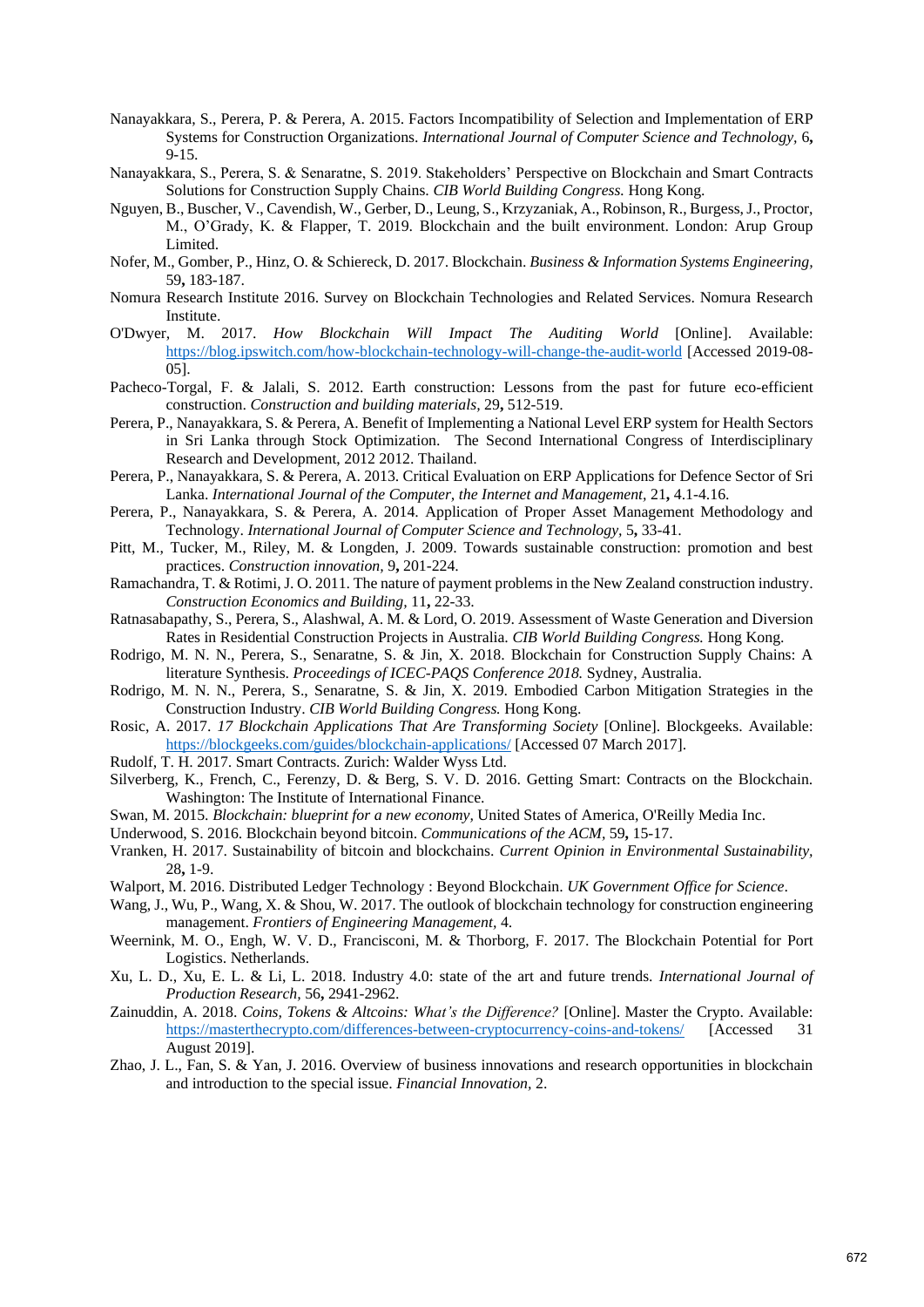Nanayakkara, S., Perera, P. & Perera, A. 2015. Factors Incompatibility of Selection and Implementation of ERP Systems for Construction Organizations. *International Journal of Computer Science and Technology,* 6**,** 9-15.

Nanayakkara, S., Perera, S. & Senaratne, S. 2019. Stakeholders' Perspective on Blockchain and Smart Contracts Solutions for Construction Supply Chains. *CIB World Building Congress.* Hong Kong.

Nguyen, B., Buscher, V., Cavendish, W., Gerber, D., Leung, S., Krzyzaniak, A., Robinson, R., Burgess, J., Proctor, M., O'Grady, K. & Flapper, T. 2019. Blockchain and the built environment. London: Arup Group Limited.

Nofer, M., Gomber, P., Hinz, O. & Schiereck, D. 2017. Blockchain. *Business & Information Systems Engineering,* 59**,** 183-187.

Nomura Research Institute 2016. Survey on Blockchain Technologies and Related Services. Nomura Research Institute.

O'Dwyer, M. 2017. *How Blockchain Will Impact The Auditing World* [Online]. Available: https://blog.ipswitch.com/how-blockchain-technology-will-change-the-audit-world [Accessed 2019-08-05].

Pacheco-Torgal, F. & Jalali, S. 2012. Earth construction: Lessons from the past for future eco-efficient construction. *Construction and building materials,* 29**,** 512-519.

Perera, P., Nanayakkara, S. & Perera, A. Benefit of Implementing a National Level ERP system for Health Sectors in Sri Lanka through Stock Optimization. The Second International Congress of Interdisciplinary Research and Development, 2012 2012. Thailand.

Perera, P., Nanayakkara, S. & Perera, A. 2013. Critical Evaluation on ERP Applications for Defence Sector of Sri Lanka. *International Journal of the Computer, the Internet and Management,* 21**,** 4.1-4.16.

Perera, P., Nanayakkara, S. & Perera, A. 2014. Application of Proper Asset Management Methodology and Technology. *International Journal of Computer Science and Technology,* 5**,** 33-41.

Pitt, M., Tucker, M., Riley, M. & Longden, J. 2009. Towards sustainable construction: promotion and best practices. *Construction innovation,* 9**,** 201-224.

Ramachandra, T. & Rotimi, J. O. 2011. The nature of payment problems in the New Zealand construction industry. *Construction Economics and Building,* 11**,** 22-33.

Ratnasabapathy, S., Perera, S., Alashwal, A. M. & Lord, O. 2019. Assessment of Waste Generation and Diversion Rates in Residential Construction Projects in Australia. *CIB World Building Congress.* Hong Kong.

Rodrigo, M. N. N., Perera, S., Senaratne, S. & Jin, X. 2018. Blockchain for Construction Supply Chains: A literature Synthesis. *Proceedings of ICEC-PAQS Conference 2018.* Sydney, Australia.

Rodrigo, M. N. N., Perera, S., Senaratne, S. & Jin, X. 2019. Embodied Carbon Mitigation Strategies in the Construction Industry. *CIB World Building Congress.* Hong Kong.

Rosic, A. 2017. *17 Blockchain Applications That Are Transforming Society* [Online]. Blockgeeks. Available: https://blockgeeks.com/guides/blockchain-applications/ [Accessed 07 March 2017].

Rudolf, T. H. 2017. Smart Contracts. Zurich: Walder Wyss Ltd.

Silverberg, K., French, C., Ferenzy, D. & Berg, S. V. D. 2016. Getting Smart: Contracts on the Blockchain. Washington: The Institute of International Finance.

Swan, M. 2015. *Blockchain: blueprint for a new economy,* United States of America, O'Reilly Media Inc.

Underwood, S. 2016. Blockchain beyond bitcoin. *Communications of the ACM,* 59**,** 15-17.

Vranken, H. 2017. Sustainability of bitcoin and blockchains. *Current Opinion in Environmental Sustainability,* 28**,** 1-9.

Walport, M. 2016. Distributed Ledger Technology : Beyond Blockchain. *UK Government Office for Science*.

Wang, J., Wu, P., Wang, X. & Shou, W. 2017. The outlook of blockchain technology for construction engineering management. *Frontiers of Engineering Management,* 4.

Weernink, M. O., Engh, W. V. D., Francisconi, M. & Thorborg, F. 2017. The Blockchain Potential for Port Logistics. Netherlands.

Xu, L. D., Xu, E. L. & Li, L. 2018. Industry 4.0: state of the art and future trends. *International Journal of Production Research,* 56**,** 2941-2962.

Zainuddin, A. 2018. *Coins, Tokens & Altcoins: What's the Difference?* [Online]. Master the Crypto. Available: https://masterthecrypto.com/differences-between-cryptocurrency-coins-and-tokens/ [Accessed 31 August 2019].

Zhao, J. L., Fan, S. & Yan, J. 2016. Overview of business innovations and research opportunities in blockchain and introduction to the special issue. *Financial Innovation,* 2.